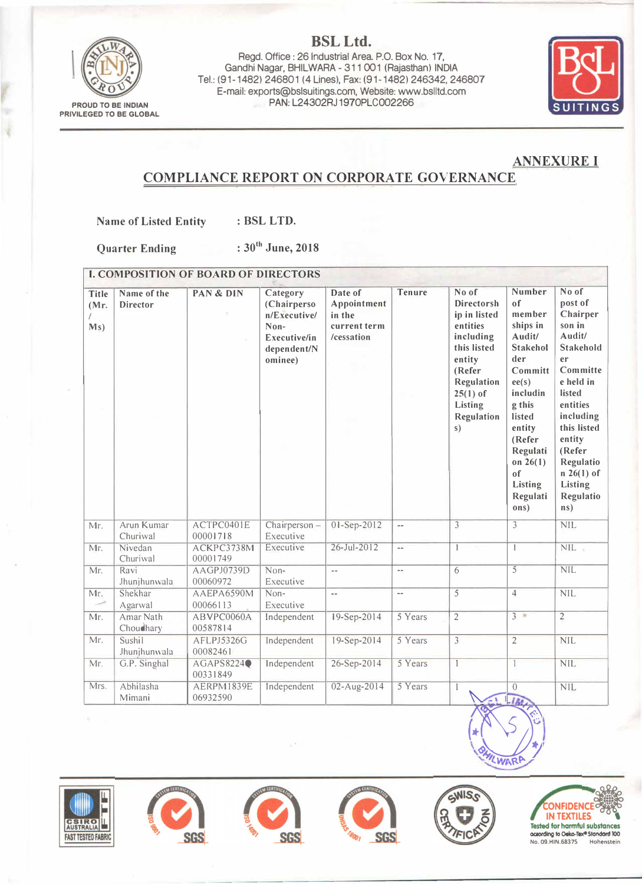# BSL Ltd.

Regd. Office : 26 Industrial Area. P.O. Box No. 17,
Gandhi Nagar, BHILWARA - 311 001 (Rajasthan) INDIA
Tel.: (91-1482) 246801 (4 Lines), Fax: (91-1482) 246342, 246807
E-mail: exports@bslsuitings.com, Website: www.bslltd.com
PAN: L24302RJ1970PLC002266

PROUD TO BE INDIAN
PRIVILEGED TO BE GLOBAL

**ANNEXURE I**

## COMPLIANCE REPORT ON CORPORATE GOVERNANCE

**Name of Listed Entity** : **BSL LTD.**

**Quarter Ending** : **30th June, 2018**

| **I. COMPOSITION OF BOARD OF DIRECTORS** | | | | | | | | |
|---|---|---|---|---|---|---|---|---|
| **Title (Mr. / Ms)** | **Name of the Director** | **PAN & DIN** | **Category (Chairperson/Executive/ Non-Executive/independent/Nominee)** | **Date of Appointment in the current term /cessation** | **Tenure** | **No of Directorship in listed entities including this listed entity (Refer Regulation 25(1) of Listing Regulations)** | **Number of memberships in Audit/ Stakeholder Committee(s) including this listed entity (Refer Regulation 26(1) of Listing Regulations)** | **No of post of Chairperson in Audit/ Stakeholder Committee held in listed entities including this listed entity (Refer Regulation 26(1) of Listing Regulations)** |
| Mr. | Arun Kumar Churiwal | ACTPC0401E 00001718 | Chairperson – Executive | 01-Sep-2012 | -- | 3 | 3 | NIL |
| Mr. | Nivedan Churiwal | ACKPC3738M 00001749 | Executive | 26-Jul-2012 | -- | 1 | 1 | NIL |
| Mr. | Ravi Jhunjhunwala | AAGPJ0739D 00060972 | Non-Executive | -- | -- | 6 | 5 | NIL |
| Mr. | Shekhar Agarwal | AAEPA6590M 00066113 | Non-Executive | -- | -- | 5 | 4 | NIL |
| Mr. | Amar Nath Choudhary | ABVPC0060A 00587814 | Independent | 19-Sep-2014 | 5 Years | 2 | 3 | 2 |
| Mr. | Sushil Jhunjhunwala | AFLPJ5326G 00082461 | Independent | 19-Sep-2014 | 5 Years | 3 | 2 | NIL |
| Mr. | G.P. Singhal | AGAPS8224● 00331849 | Independent | 26-Sep-2014 | 5 Years | 1 | 1 | NIL |
| Mrs. | Abhilasha Mimani | AERPM1839E 06932590 | Independent | 02-Aug-2014 | 5 Years | 1 | 0 | NIL |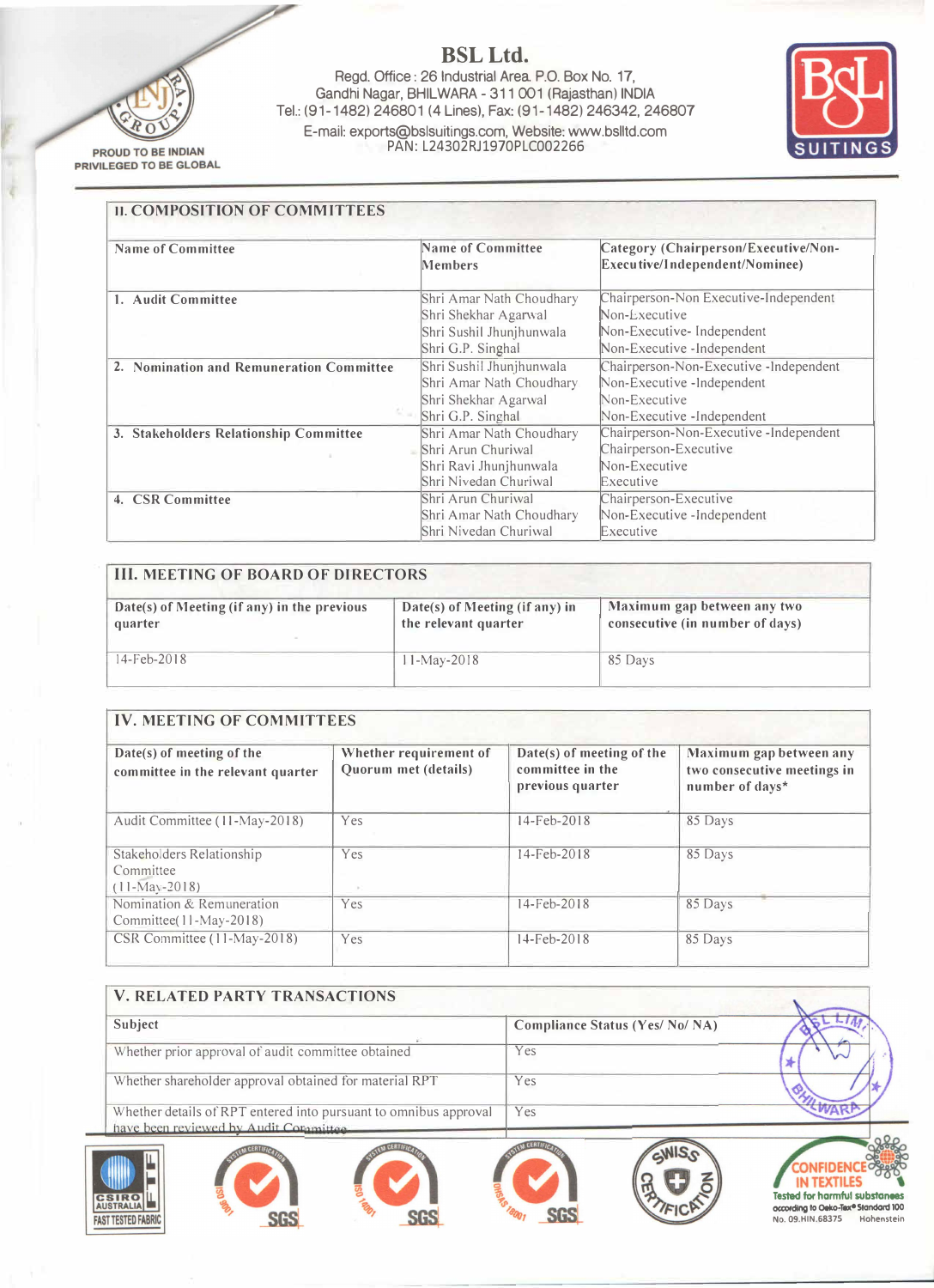# BSL Ltd.

Regd. Office : 26 Industrial Area. P.O. Box No. 17, Gandhi Nagar, BHILWARA - 311 001 (Rajasthan) INDIA
Tel.: (91-1482) 246801 (4 Lines), Fax: (91-1482) 246342, 246807
E-mail: exports@bslsuitings.com, Website: www.bslltd.com
PAN: L24302RJ1970PLC002266

PROUD TO BE INDIAN
PRIVILEGED TO BE GLOBAL

## II. COMPOSITION OF COMMITTEES

| Name of Committee | Name of Committee Members | Category (Chairperson/Executive/Non-Executive/Independent/Nominee) |
|---|---|---|
| 1. Audit Committee | Shri Amar Nath Choudhary | Chairperson-Non Executive-Independent |
| | Shri Shekhar Agarwal | Non-Lxecutive |
| | Shri Sushil Jhunjhunwala | Non-Executive- Independent |
| | Shri G.P. Singhal | Non-Executive -Independent |
| 2. Nomination and Remuneration Committee | Shri Sushil Jhunjhunwala | Chairperson-Non-Executive -Independent |
| | Shri Amar Nath Choudhary | Non-Executive -Independent |
| | Shri Shekhar Agarwal | Non-Executive |
| | Shri G.P. Singhal | Non-Executive -Independent |
| 3. Stakeholders Relationship Committee | Shri Amar Nath Choudhary | Chairperson-Non-Executive -Independent |
| | Shri Arun Churiwal | Chairperson-Executive |
| | Shri Ravi Jhunjhunwala | Non-Executive |
| | Shri Nivedan Churiwal | Executive |
| 4. CSR Committee | Shri Arun Churiwal | Chairperson-Executive |
| | Shri Amar Nath Choudhary | Non-Executive -Independent |
| | Shri Nivedan Churiwal | Executive |

## III. MEETING OF BOARD OF DIRECTORS

| Date(s) of Meeting (if any) in the previous quarter | Date(s) of Meeting (if any) in the relevant quarter | Maximum gap between any two consecutive (in number of days) |
|---|---|---|
| 14-Feb-2018 | 11-May-2018 | 85 Days |

## IV. MEETING OF COMMITTEES

| Date(s) of meeting of the committee in the relevant quarter | Whether requirement of Quorum met (details) | Date(s) of meeting of the committee in the previous quarter | Maximum gap between any two consecutive meetings in number of days* |
|---|---|---|---|
| Audit Committee (11-May-2018) | Yes | 14-Feb-2018 | 85 Days |
| Stakeholders Relationship Committee (11-May-2018) | Yes | 14-Feb-2018 | 85 Days |
| Nomination & Remuneration Committee(11-May-2018) | Yes | 14-Feb-2018 | 85 Days |
| CSR Committee (11-May-2018) | Yes | 14-Feb-2018 | 85 Days |

## V. RELATED PARTY TRANSACTIONS

| Subject | Compliance Status (Yes/ No/ NA) |
|---|---|
| Whether prior approval of audit committee obtained | Yes |
| Whether shareholder approval obtained for material RPT | Yes |
| Whether details of RPT entered into pursuant to omnibus approval have been reviewed by Audit Committee | Yes |

CONFIDENCE IN TEXTILES
Tested for harmful substances according to Oeko-Tex® Standard 100
No. 09.HIN.68375 Hohenstein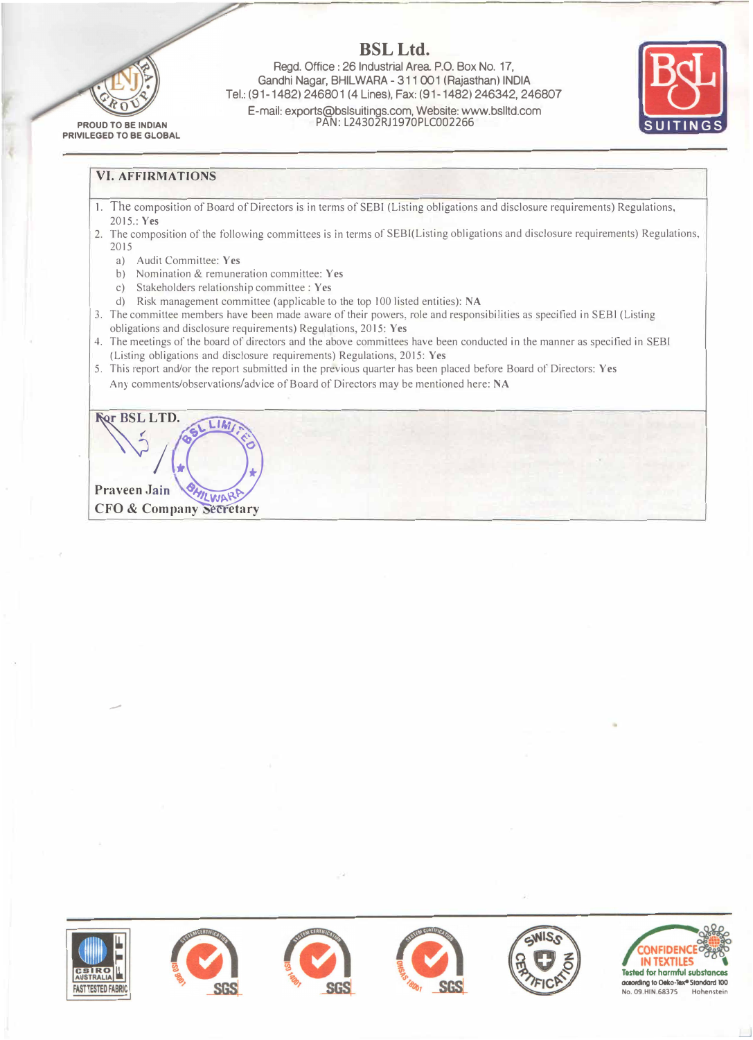# BSL Ltd.

Regd. Office : 26 Industrial Area. P.O. Box No. 17,
Gandhi Nagar, BHILWARA - 311 001 (Rajasthan) INDIA
Tel.: (91-1482) 246801 (4 Lines), Fax: (91-1482) 246342, 246807
E-mail: exports@bslsuitings.com, Website: www.bslltd.com
PAN: L24302RJ1970PLC002266

PROUD TO BE INDIAN
PRIVILEGED TO BE GLOBAL

## VI. AFFIRMATIONS

1. The composition of Board of Directors is in terms of SEBI (Listing obligations and disclosure requirements) Regulations, 2015.: **Yes**
2. The composition of the following committees is in terms of SEBI(Listing obligations and disclosure requirements) Regulations, 2015
   a) Audit Committee: **Yes**
   b) Nomination & remuneration committee: **Yes**
   c) Stakeholders relationship committee : **Yes**
   d) Risk management committee (applicable to the top 100 listed entities): **NA**
3. The committee members have been made aware of their powers, role and responsibilities as specified in SEBI (Listing obligations and disclosure requirements) Regulations, 2015: **Yes**
4. The meetings of the board of directors and the above committees have been conducted in the manner as specified in SEBI (Listing obligations and disclosure requirements) Regulations, 2015: **Yes**
5. This report and/or the report submitted in the previous quarter has been placed before Board of Directors: **Yes**
   Any comments/observations/advice of Board of Directors may be mentioned here: **NA**

**For BSL LTD.**

**Praveen Jain**
**CFO & Company Secretary**